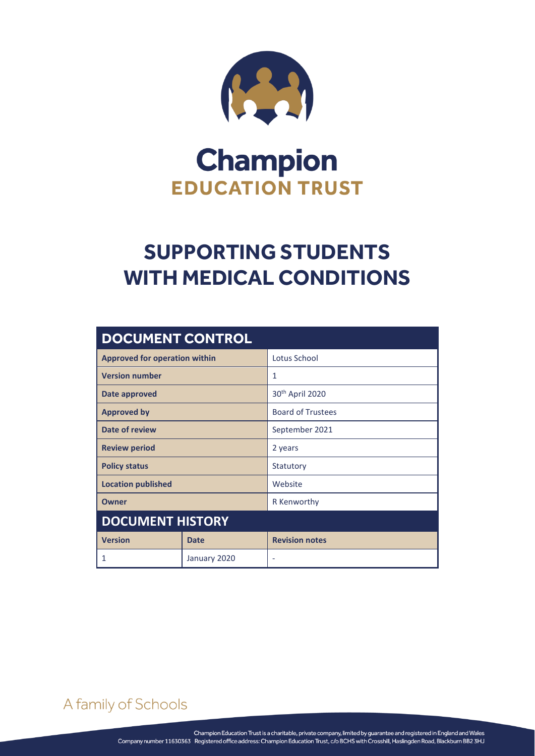# Champion
## EDUCATION TRUST

# SUPPORTING STUDENTS WITH MEDICAL CONDITIONS

## DOCUMENT CONTROL

| | |
|---|---|
| **Approved for operation within** | Lotus School |
| **Version number** | 1 |
| **Date approved** | 30th April 2020 |
| **Approved by** | Board of Trustees |
| **Date of review** | September 2021 |
| **Review period** | 2 years |
| **Policy status** | Statutory |
| **Location published** | Website |
| **Owner** | R Kenworthy |

## DOCUMENT HISTORY

| Version | Date | Revision notes |
|---|---|---|
| 1 | January 2020 | - |

A family of Schools

Champion Education Trust is a charitable, private company, limited by guarantee and registered in England and Wales
Company number 11630363 Registered office address: Champion Education Trust, c/o BCHS with Crosshill, Haslingden Road, Blackburn BB2 3HJ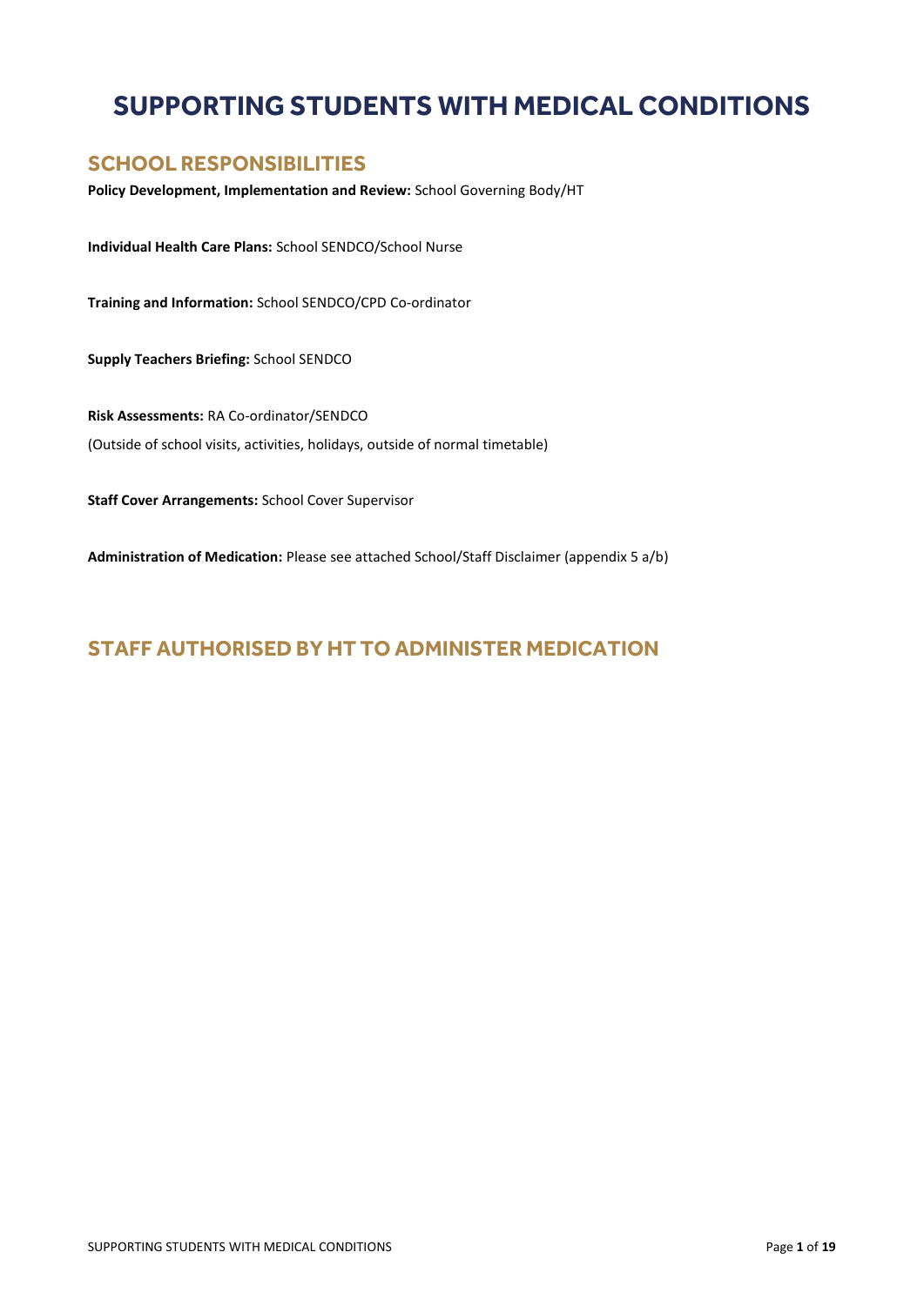# SUPPORTING STUDENTS WITH MEDICAL CONDITIONS

## SCHOOL RESPONSIBILITIES

**Policy Development, Implementation and Review:** School Governing Body/HT

**Individual Health Care Plans:** School SENDCO/School Nurse

**Training and Information:** School SENDCO/CPD Co-ordinator

**Supply Teachers Briefing:** School SENDCO

**Risk Assessments:** RA Co-ordinator/SENDCO

(Outside of school visits, activities, holidays, outside of normal timetable)

**Staff Cover Arrangements:** School Cover Supervisor

**Administration of Medication:** Please see attached School/Staff Disclaimer (appendix 5 a/b)

## STAFF AUTHORISED BY HT TO ADMINISTER MEDICATION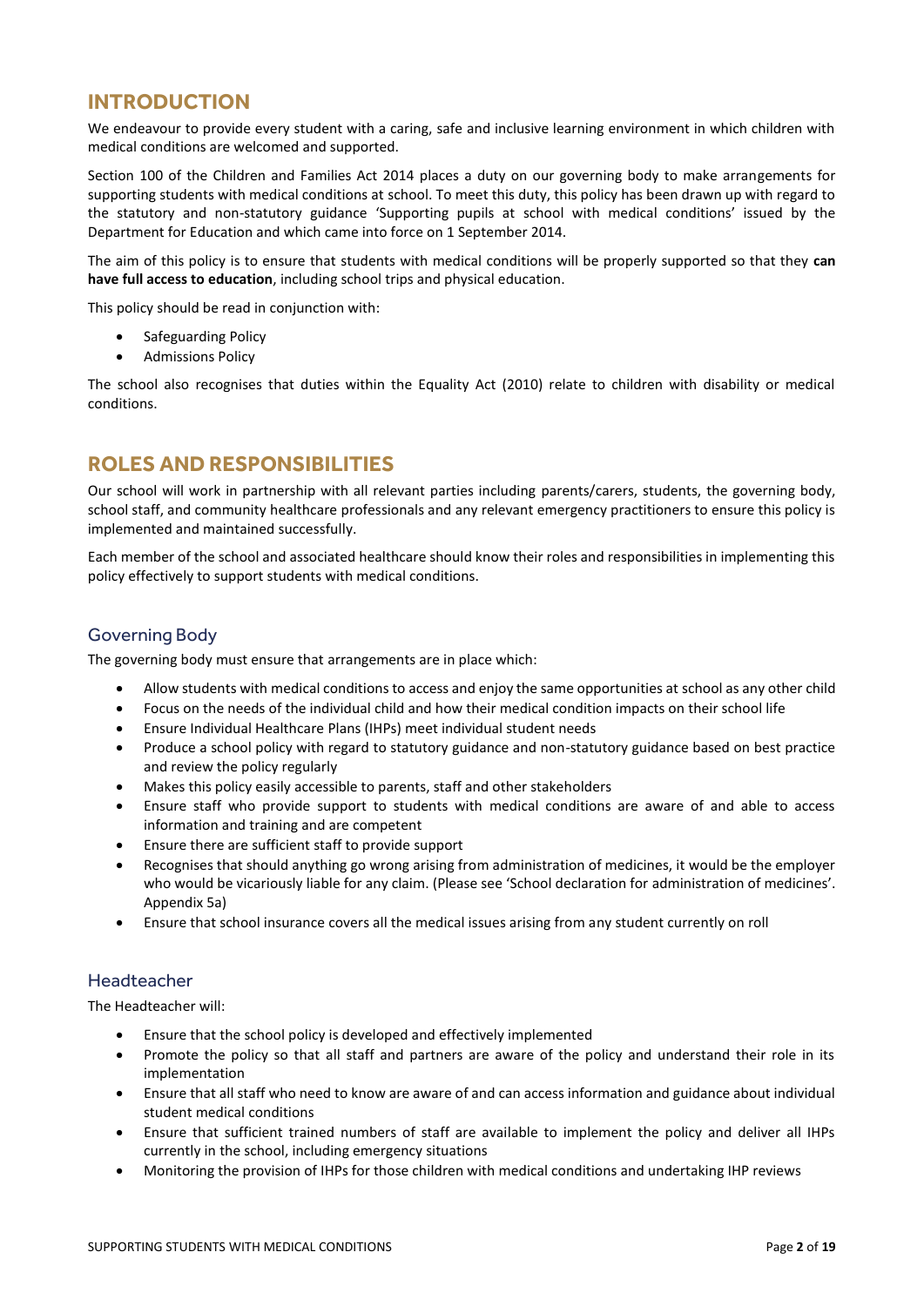## INTRODUCTION

We endeavour to provide every student with a caring, safe and inclusive learning environment in which children with medical conditions are welcomed and supported.

Section 100 of the Children and Families Act 2014 places a duty on our governing body to make arrangements for supporting students with medical conditions at school. To meet this duty, this policy has been drawn up with regard to the statutory and non-statutory guidance 'Supporting pupils at school with medical conditions' issued by the Department for Education and which came into force on 1 September 2014.

The aim of this policy is to ensure that students with medical conditions will be properly supported so that they **can have full access to education**, including school trips and physical education.

This policy should be read in conjunction with:

- Safeguarding Policy
- Admissions Policy

The school also recognises that duties within the Equality Act (2010) relate to children with disability or medical conditions.

## ROLES AND RESPONSIBILITIES

Our school will work in partnership with all relevant parties including parents/carers, students, the governing body, school staff, and community healthcare professionals and any relevant emergency practitioners to ensure this policy is implemented and maintained successfully.

Each member of the school and associated healthcare should know their roles and responsibilities in implementing this policy effectively to support students with medical conditions.

### Governing Body

The governing body must ensure that arrangements are in place which:

- Allow students with medical conditions to access and enjoy the same opportunities at school as any other child
- Focus on the needs of the individual child and how their medical condition impacts on their school life
- Ensure Individual Healthcare Plans (IHPs) meet individual student needs
- Produce a school policy with regard to statutory guidance and non-statutory guidance based on best practice and review the policy regularly
- Makes this policy easily accessible to parents, staff and other stakeholders
- Ensure staff who provide support to students with medical conditions are aware of and able to access information and training and are competent
- Ensure there are sufficient staff to provide support
- Recognises that should anything go wrong arising from administration of medicines, it would be the employer who would be vicariously liable for any claim. (Please see 'School declaration for administration of medicines'. Appendix 5a)
- Ensure that school insurance covers all the medical issues arising from any student currently on roll

### Headteacher

The Headteacher will:

- Ensure that the school policy is developed and effectively implemented
- Promote the policy so that all staff and partners are aware of the policy and understand their role in its implementation
- Ensure that all staff who need to know are aware of and can access information and guidance about individual student medical conditions
- Ensure that sufficient trained numbers of staff are available to implement the policy and deliver all IHPs currently in the school, including emergency situations
- Monitoring the provision of IHPs for those children with medical conditions and undertaking IHP reviews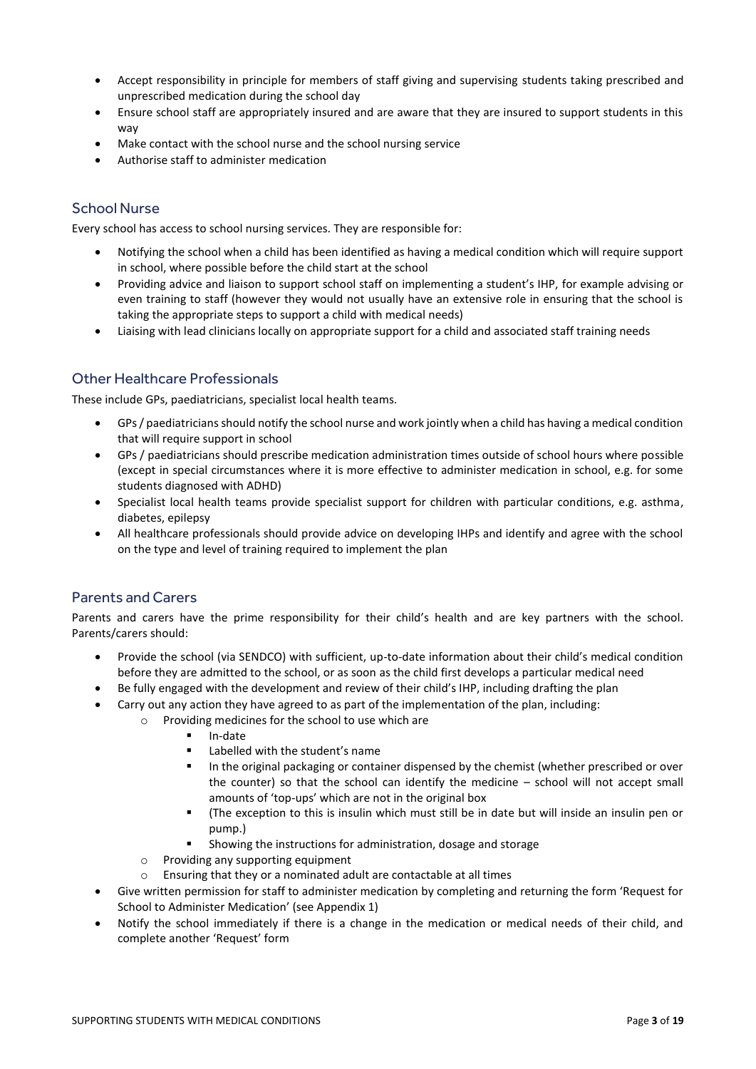- Accept responsibility in principle for members of staff giving and supervising students taking prescribed and unprescribed medication during the school day
- Ensure school staff are appropriately insured and are aware that they are insured to support students in this way
- Make contact with the school nurse and the school nursing service
- Authorise staff to administer medication

## School Nurse

Every school has access to school nursing services. They are responsible for:

- Notifying the school when a child has been identified as having a medical condition which will require support in school, where possible before the child start at the school
- Providing advice and liaison to support school staff on implementing a student's IHP, for example advising or even training to staff (however they would not usually have an extensive role in ensuring that the school is taking the appropriate steps to support a child with medical needs)
- Liaising with lead clinicians locally on appropriate support for a child and associated staff training needs

## Other Healthcare Professionals

These include GPs, paediatricians, specialist local health teams.

- GPs / paediatricians should notify the school nurse and work jointly when a child has having a medical condition that will require support in school
- GPs / paediatricians should prescribe medication administration times outside of school hours where possible (except in special circumstances where it is more effective to administer medication in school, e.g. for some students diagnosed with ADHD)
- Specialist local health teams provide specialist support for children with particular conditions, e.g. asthma, diabetes, epilepsy
- All healthcare professionals should provide advice on developing IHPs and identify and agree with the school on the type and level of training required to implement the plan

## Parents and Carers

Parents and carers have the prime responsibility for their child's health and are key partners with the school. Parents/carers should:

- Provide the school (via SENDCO) with sufficient, up-to-date information about their child's medical condition before they are admitted to the school, or as soon as the child first develops a particular medical need
- Be fully engaged with the development and review of their child's IHP, including drafting the plan
- Carry out any action they have agreed to as part of the implementation of the plan, including:
    - Providing medicines for the school to use which are
        - In-date
        - Labelled with the student's name
        - In the original packaging or container dispensed by the chemist (whether prescribed or over the counter) so that the school can identify the medicine – school will not accept small amounts of 'top-ups' which are not in the original box
        - (The exception to this is insulin which must still be in date but will inside an insulin pen or pump.)
        - Showing the instructions for administration, dosage and storage
    - Providing any supporting equipment
    - Ensuring that they or a nominated adult are contactable at all times
- Give written permission for staff to administer medication by completing and returning the form 'Request for School to Administer Medication' (see Appendix 1)
- Notify the school immediately if there is a change in the medication or medical needs of their child, and complete another 'Request' form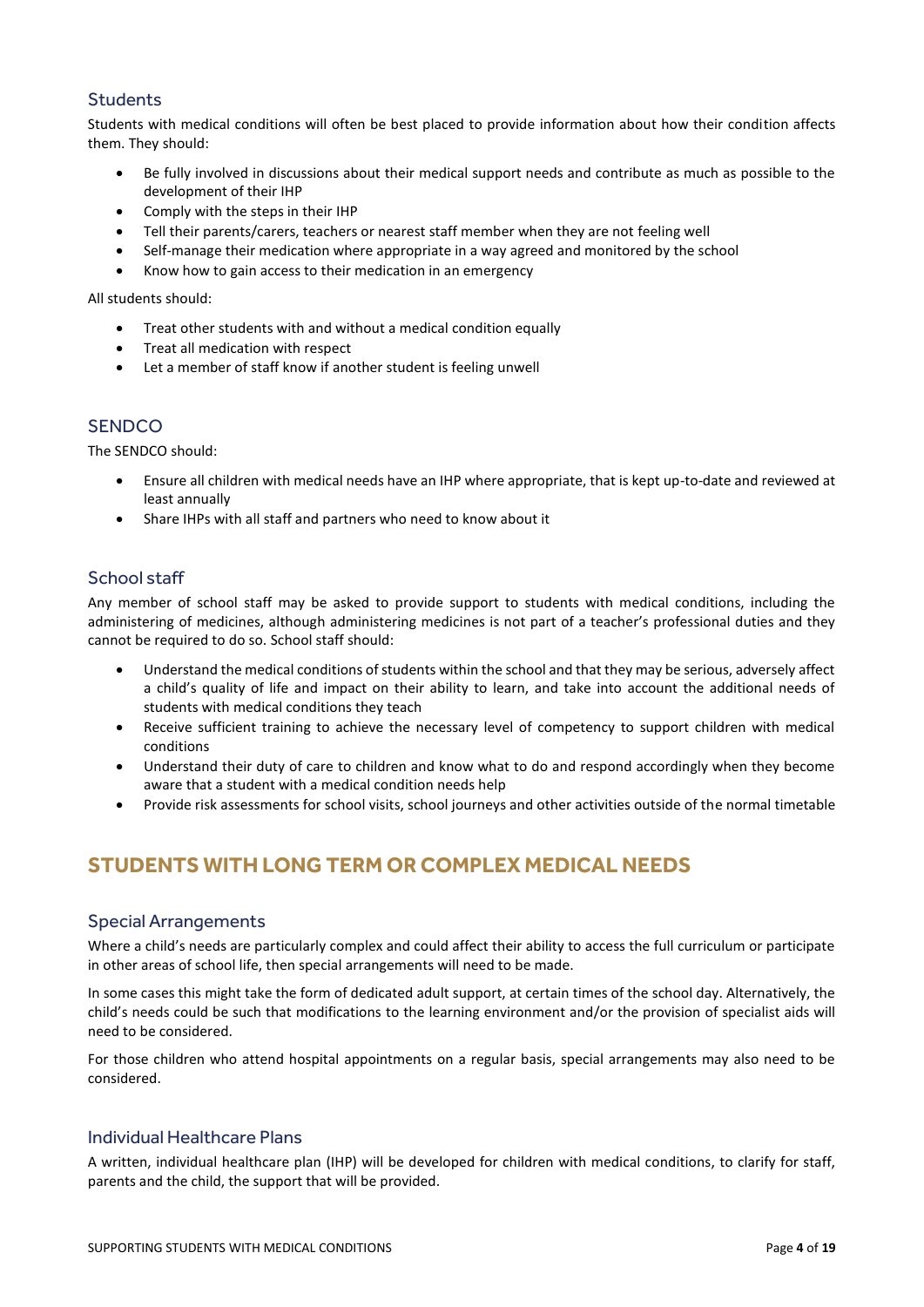### Students

Students with medical conditions will often be best placed to provide information about how their condition affects them. They should:

- Be fully involved in discussions about their medical support needs and contribute as much as possible to the development of their IHP
- Comply with the steps in their IHP
- Tell their parents/carers, teachers or nearest staff member when they are not feeling well
- Self-manage their medication where appropriate in a way agreed and monitored by the school
- Know how to gain access to their medication in an emergency

All students should:

- Treat other students with and without a medical condition equally
- Treat all medication with respect
- Let a member of staff know if another student is feeling unwell

### SENDCO

The SENDCO should:

- Ensure all children with medical needs have an IHP where appropriate, that is kept up-to-date and reviewed at least annually
- Share IHPs with all staff and partners who need to know about it

### School staff

Any member of school staff may be asked to provide support to students with medical conditions, including the administering of medicines, although administering medicines is not part of a teacher's professional duties and they cannot be required to do so. School staff should:

- Understand the medical conditions of students within the school and that they may be serious, adversely affect a child's quality of life and impact on their ability to learn, and take into account the additional needs of students with medical conditions they teach
- Receive sufficient training to achieve the necessary level of competency to support children with medical conditions
- Understand their duty of care to children and know what to do and respond accordingly when they become aware that a student with a medical condition needs help
- Provide risk assessments for school visits, school journeys and other activities outside of the normal timetable

## STUDENTS WITH LONG TERM OR COMPLEX MEDICAL NEEDS

### Special Arrangements

Where a child's needs are particularly complex and could affect their ability to access the full curriculum or participate in other areas of school life, then special arrangements will need to be made.

In some cases this might take the form of dedicated adult support, at certain times of the school day. Alternatively, the child's needs could be such that modifications to the learning environment and/or the provision of specialist aids will need to be considered.

For those children who attend hospital appointments on a regular basis, special arrangements may also need to be considered.

### Individual Healthcare Plans

A written, individual healthcare plan (IHP) will be developed for children with medical conditions, to clarify for staff, parents and the child, the support that will be provided.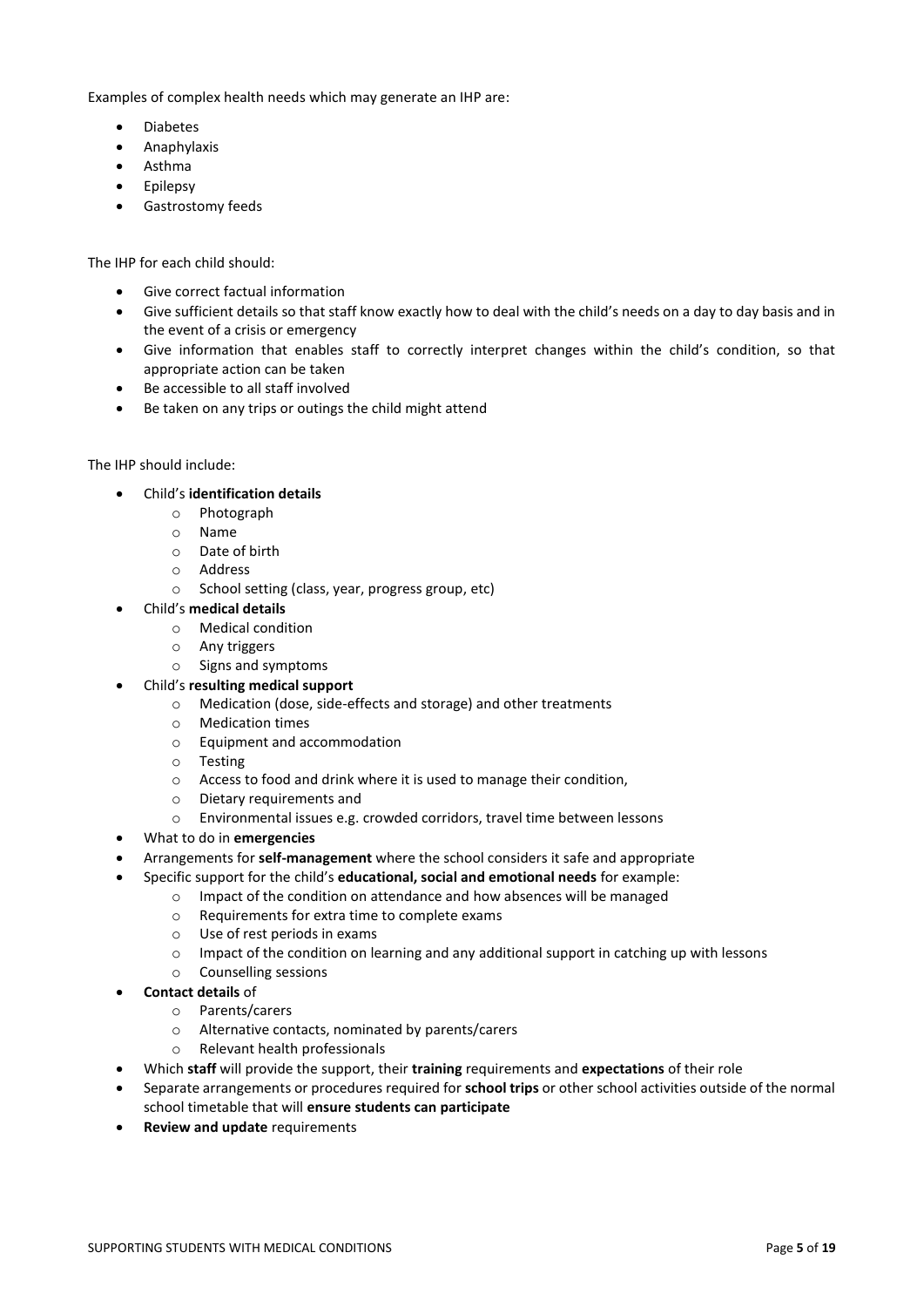Examples of complex health needs which may generate an IHP are:

- Diabetes
- Anaphylaxis
- Asthma
- Epilepsy
- Gastrostomy feeds

The IHP for each child should:

- Give correct factual information
- Give sufficient details so that staff know exactly how to deal with the child's needs on a day to day basis and in the event of a crisis or emergency
- Give information that enables staff to correctly interpret changes within the child's condition, so that appropriate action can be taken
- Be accessible to all staff involved
- Be taken on any trips or outings the child might attend

The IHP should include:

- Child's **identification details**
    - Photograph
    - Name
    - Date of birth
    - Address
    - School setting (class, year, progress group, etc)
- Child's **medical details**
    - Medical condition
    - Any triggers
    - Signs and symptoms
- Child's **resulting medical support**
    - Medication (dose, side-effects and storage) and other treatments
    - Medication times
    - Equipment and accommodation
    - Testing
    - Access to food and drink where it is used to manage their condition,
    - Dietary requirements and
    - Environmental issues e.g. crowded corridors, travel time between lessons
- What to do in **emergencies**
- Arrangements for **self-management** where the school considers it safe and appropriate
- Specific support for the child's **educational, social and emotional needs** for example:
    - Impact of the condition on attendance and how absences will be managed
    - Requirements for extra time to complete exams
    - Use of rest periods in exams
    - Impact of the condition on learning and any additional support in catching up with lessons
    - Counselling sessions
- **Contact details** of
    - Parents/carers
    - Alternative contacts, nominated by parents/carers
    - Relevant health professionals
- Which **staff** will provide the support, their **training** requirements and **expectations** of their role
- Separate arrangements or procedures required for **school trips** or other school activities outside of the normal school timetable that will **ensure students can participate**
- **Review and update** requirements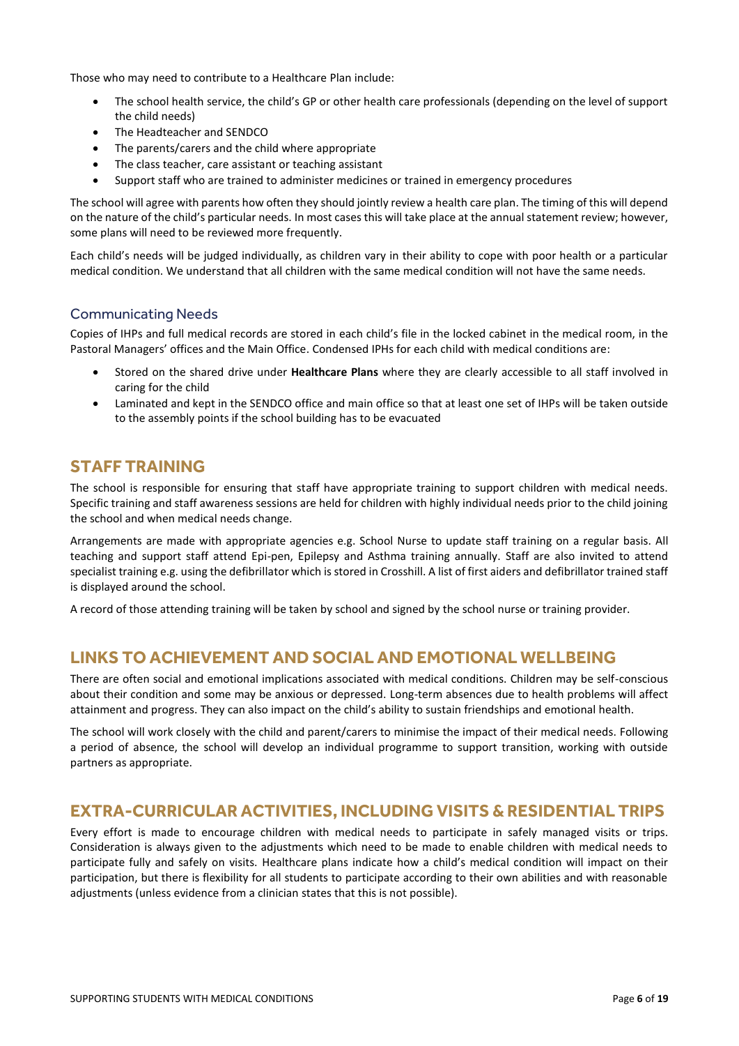Those who may need to contribute to a Healthcare Plan include:

- The school health service, the child's GP or other health care professionals (depending on the level of support the child needs)
- The Headteacher and SENDCO
- The parents/carers and the child where appropriate
- The class teacher, care assistant or teaching assistant
- Support staff who are trained to administer medicines or trained in emergency procedures

The school will agree with parents how often they should jointly review a health care plan. The timing of this will depend on the nature of the child's particular needs. In most cases this will take place at the annual statement review; however, some plans will need to be reviewed more frequently.

Each child's needs will be judged individually, as children vary in their ability to cope with poor health or a particular medical condition. We understand that all children with the same medical condition will not have the same needs.

### Communicating Needs

Copies of IHPs and full medical records are stored in each child's file in the locked cabinet in the medical room, in the Pastoral Managers' offices and the Main Office. Condensed IPHs for each child with medical conditions are:

- Stored on the shared drive under **Healthcare Plans** where they are clearly accessible to all staff involved in caring for the child
- Laminated and kept in the SENDCO office and main office so that at least one set of IHPs will be taken outside to the assembly points if the school building has to be evacuated

## STAFF TRAINING

The school is responsible for ensuring that staff have appropriate training to support children with medical needs. Specific training and staff awareness sessions are held for children with highly individual needs prior to the child joining the school and when medical needs change.

Arrangements are made with appropriate agencies e.g. School Nurse to update staff training on a regular basis. All teaching and support staff attend Epi-pen, Epilepsy and Asthma training annually. Staff are also invited to attend specialist training e.g. using the defibrillator which is stored in Crosshill. A list of first aiders and defibrillator trained staff is displayed around the school.

A record of those attending training will be taken by school and signed by the school nurse or training provider.

## LINKS TO ACHIEVEMENT AND SOCIAL AND EMOTIONAL WELLBEING

There are often social and emotional implications associated with medical conditions. Children may be self-conscious about their condition and some may be anxious or depressed. Long-term absences due to health problems will affect attainment and progress. They can also impact on the child's ability to sustain friendships and emotional health.

The school will work closely with the child and parent/carers to minimise the impact of their medical needs. Following a period of absence, the school will develop an individual programme to support transition, working with outside partners as appropriate.

## EXTRA-CURRICULAR ACTIVITIES, INCLUDING VISITS & RESIDENTIAL TRIPS

Every effort is made to encourage children with medical needs to participate in safely managed visits or trips. Consideration is always given to the adjustments which need to be made to enable children with medical needs to participate fully and safely on visits. Healthcare plans indicate how a child's medical condition will impact on their participation, but there is flexibility for all students to participate according to their own abilities and with reasonable adjustments (unless evidence from a clinician states that this is not possible).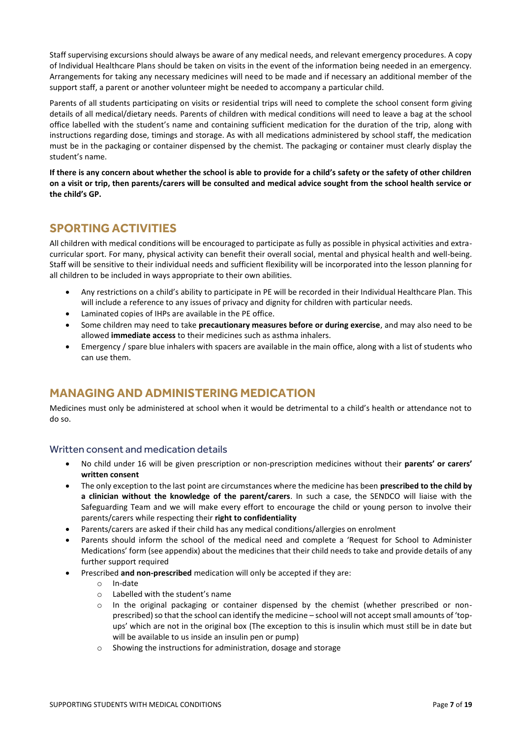Staff supervising excursions should always be aware of any medical needs, and relevant emergency procedures. A copy of Individual Healthcare Plans should be taken on visits in the event of the information being needed in an emergency. Arrangements for taking any necessary medicines will need to be made and if necessary an additional member of the support staff, a parent or another volunteer might be needed to accompany a particular child.

Parents of all students participating on visits or residential trips will need to complete the school consent form giving details of all medical/dietary needs. Parents of children with medical conditions will need to leave a bag at the school office labelled with the student's name and containing sufficient medication for the duration of the trip, along with instructions regarding dose, timings and storage. As with all medications administered by school staff, the medication must be in the packaging or container dispensed by the chemist. The packaging or container must clearly display the student's name.

**If there is any concern about whether the school is able to provide for a child's safety or the safety of other children on a visit or trip, then parents/carers will be consulted and medical advice sought from the school health service or the child's GP.**

## SPORTING ACTIVITIES

All children with medical conditions will be encouraged to participate as fully as possible in physical activities and extra-curricular sport. For many, physical activity can benefit their overall social, mental and physical health and well-being. Staff will be sensitive to their individual needs and sufficient flexibility will be incorporated into the lesson planning for all children to be included in ways appropriate to their own abilities.

- Any restrictions on a child's ability to participate in PE will be recorded in their Individual Healthcare Plan. This will include a reference to any issues of privacy and dignity for children with particular needs.
- Laminated copies of IHPs are available in the PE office.
- Some children may need to take **precautionary measures before or during exercise**, and may also need to be allowed **immediate access** to their medicines such as asthma inhalers.
- Emergency / spare blue inhalers with spacers are available in the main office, along with a list of students who can use them.

## MANAGING AND ADMINISTERING MEDICATION

Medicines must only be administered at school when it would be detrimental to a child's health or attendance not to do so.

### Written consent and medication details

- No child under 16 will be given prescription or non-prescription medicines without their **parents' or carers' written consent**
- The only exception to the last point are circumstances where the medicine has been **prescribed to the child by a clinician without the knowledge of the parent/carers**. In such a case, the SENDCO will liaise with the Safeguarding Team and we will make every effort to encourage the child or young person to involve their parents/carers while respecting their **right to confidentiality**
- Parents/carers are asked if their child has any medical conditions/allergies on enrolment
- Parents should inform the school of the medical need and complete a 'Request for School to Administer Medications' form (see appendix) about the medicines that their child needs to take and provide details of any further support required
- Prescribed **and non-prescribed** medication will only be accepted if they are:
  - In-date
  - Labelled with the student's name
  - In the original packaging or container dispensed by the chemist (whether prescribed or non-prescribed) so that the school can identify the medicine – school will not accept small amounts of 'top-ups' which are not in the original box (The exception to this is insulin which must still be in date but will be available to us inside an insulin pen or pump)
  - Showing the instructions for administration, dosage and storage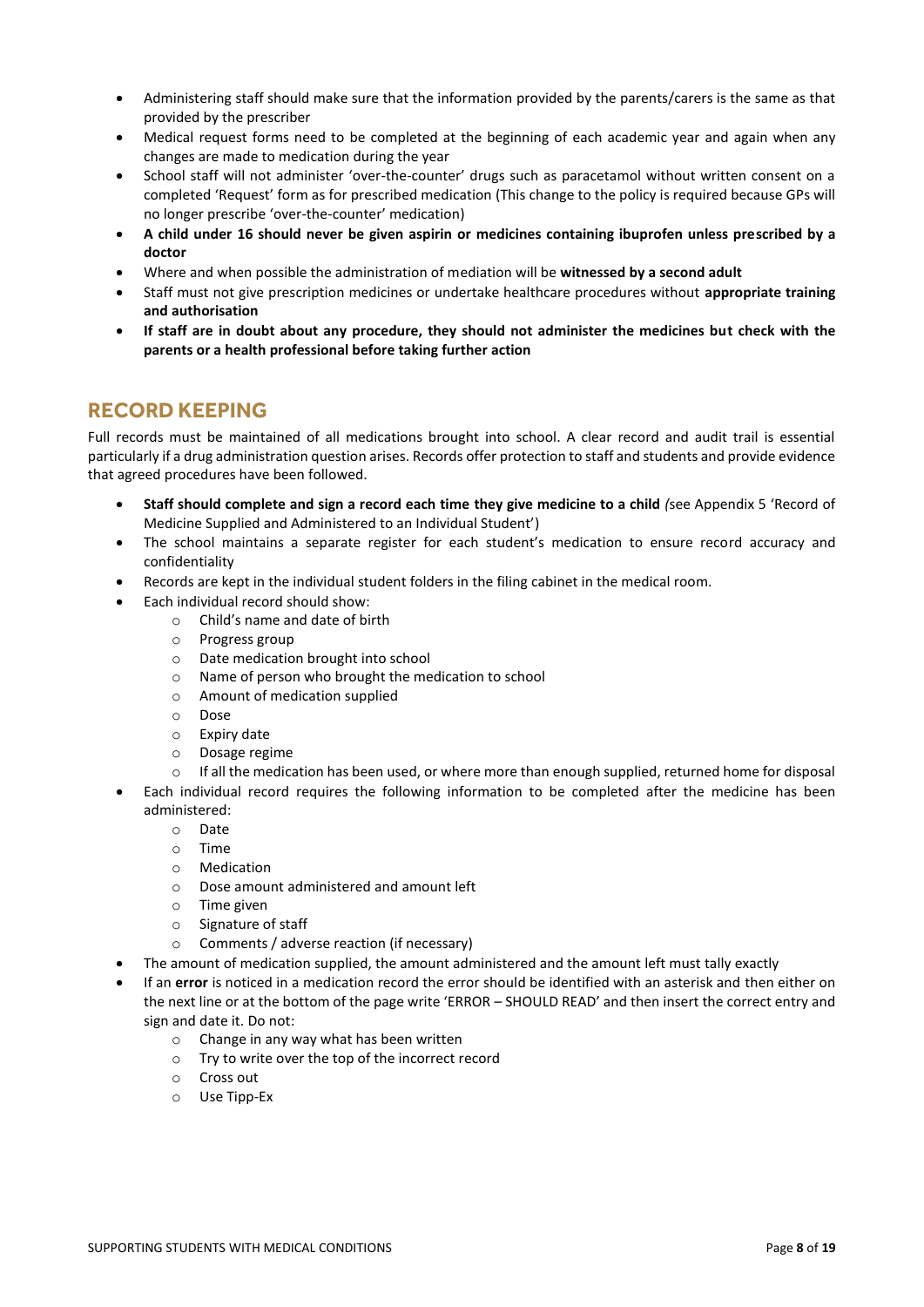- Administering staff should make sure that the information provided by the parents/carers is the same as that provided by the prescriber
- Medical request forms need to be completed at the beginning of each academic year and again when any changes are made to medication during the year
- School staff will not administer 'over-the-counter' drugs such as paracetamol without written consent on a completed 'Request' form as for prescribed medication (This change to the policy is required because GPs will no longer prescribe 'over-the-counter' medication)
- **A child under 16 should never be given aspirin or medicines containing ibuprofen unless prescribed by a doctor**
- Where and when possible the administration of mediation will be **witnessed by a second adult**
- Staff must not give prescription medicines or undertake healthcare procedures without **appropriate training and authorisation**
- **If staff are in doubt about any procedure, they should not administer the medicines but check with the parents or a health professional before taking further action**

## RECORD KEEPING

Full records must be maintained of all medications brought into school. A clear record and audit trail is essential particularly if a drug administration question arises. Records offer protection to staff and students and provide evidence that agreed procedures have been followed.

- **Staff should complete and sign a record each time they give medicine to a child** *(s*ee Appendix 5 'Record of Medicine Supplied and Administered to an Individual Student')
- The school maintains a separate register for each student's medication to ensure record accuracy and confidentiality
- Records are kept in the individual student folders in the filing cabinet in the medical room.
- Each individual record should show:
  - Child's name and date of birth
  - Progress group
  - Date medication brought into school
  - Name of person who brought the medication to school
  - Amount of medication supplied
  - Dose
  - Expiry date
  - Dosage regime
  - If all the medication has been used, or where more than enough supplied, returned home for disposal
- Each individual record requires the following information to be completed after the medicine has been administered:
  - Date
  - Time
  - Medication
  - Dose amount administered and amount left
  - Time given
  - Signature of staff
  - Comments / adverse reaction (if necessary)
- The amount of medication supplied, the amount administered and the amount left must tally exactly
- If an **error** is noticed in a medication record the error should be identified with an asterisk and then either on the next line or at the bottom of the page write 'ERROR – SHOULD READ' and then insert the correct entry and sign and date it. Do not:
  - Change in any way what has been written
  - Try to write over the top of the incorrect record
  - Cross out
  - Use Tipp-Ex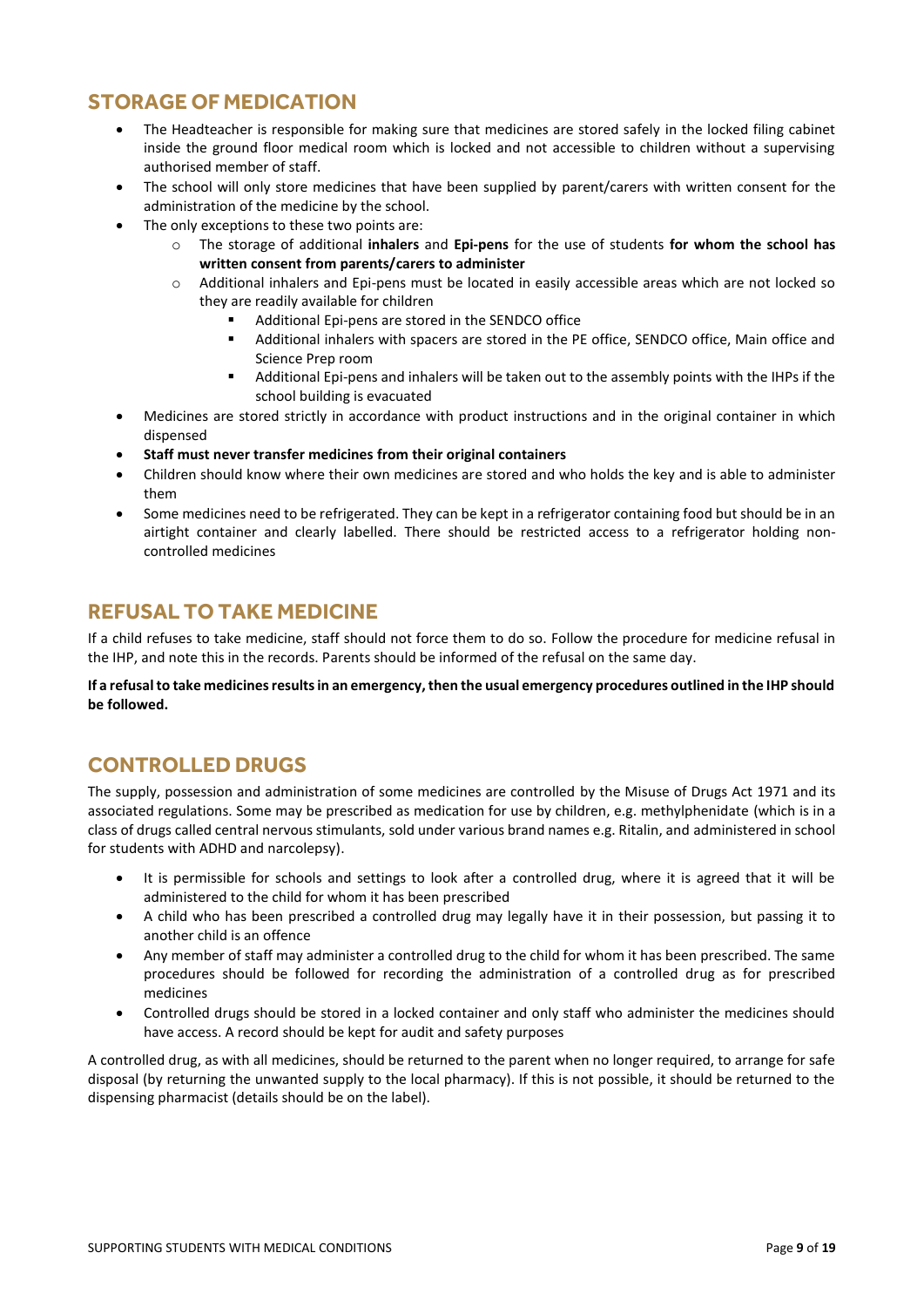## STORAGE OF MEDICATION

- The Headteacher is responsible for making sure that medicines are stored safely in the locked filing cabinet inside the ground floor medical room which is locked and not accessible to children without a supervising authorised member of staff.
- The school will only store medicines that have been supplied by parent/carers with written consent for the administration of the medicine by the school.
- The only exceptions to these two points are:
  - The storage of additional **inhalers** and **Epi-pens** for the use of students **for whom the school has written consent from parents/carers to administer**
  - Additional inhalers and Epi-pens must be located in easily accessible areas which are not locked so they are readily available for children
    - Additional Epi-pens are stored in the SENDCO office
    - Additional inhalers with spacers are stored in the PE office, SENDCO office, Main office and Science Prep room
    - Additional Epi-pens and inhalers will be taken out to the assembly points with the IHPs if the school building is evacuated
- Medicines are stored strictly in accordance with product instructions and in the original container in which dispensed
- **Staff must never transfer medicines from their original containers**
- Children should know where their own medicines are stored and who holds the key and is able to administer them
- Some medicines need to be refrigerated. They can be kept in a refrigerator containing food but should be in an airtight container and clearly labelled. There should be restricted access to a refrigerator holding non-controlled medicines

## REFUSAL TO TAKE MEDICINE

If a child refuses to take medicine, staff should not force them to do so. Follow the procedure for medicine refusal in the IHP, and note this in the records. Parents should be informed of the refusal on the same day.

**If a refusal to take medicines results in an emergency, then the usual emergency procedures outlined in the IHP should be followed.**

## CONTROLLED DRUGS

The supply, possession and administration of some medicines are controlled by the Misuse of Drugs Act 1971 and its associated regulations. Some may be prescribed as medication for use by children, e.g. methylphenidate (which is in a class of drugs called central nervous stimulants, sold under various brand names e.g. Ritalin, and administered in school for students with ADHD and narcolepsy).

- It is permissible for schools and settings to look after a controlled drug, where it is agreed that it will be administered to the child for whom it has been prescribed
- A child who has been prescribed a controlled drug may legally have it in their possession, but passing it to another child is an offence
- Any member of staff may administer a controlled drug to the child for whom it has been prescribed. The same procedures should be followed for recording the administration of a controlled drug as for prescribed medicines
- Controlled drugs should be stored in a locked container and only staff who administer the medicines should have access. A record should be kept for audit and safety purposes

A controlled drug, as with all medicines, should be returned to the parent when no longer required, to arrange for safe disposal (by returning the unwanted supply to the local pharmacy). If this is not possible, it should be returned to the dispensing pharmacist (details should be on the label).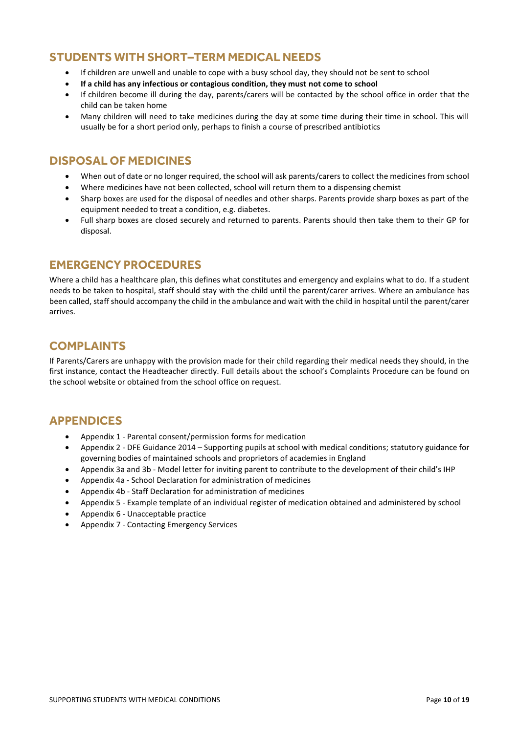## STUDENTS WITH SHORT–TERM MEDICAL NEEDS

- If children are unwell and unable to cope with a busy school day, they should not be sent to school
- **If a child has any infectious or contagious condition, they must not come to school**
- If children become ill during the day, parents/carers will be contacted by the school office in order that the child can be taken home
- Many children will need to take medicines during the day at some time during their time in school. This will usually be for a short period only, perhaps to finish a course of prescribed antibiotics

## DISPOSAL OF MEDICINES

- When out of date or no longer required, the school will ask parents/carers to collect the medicines from school
- Where medicines have not been collected, school will return them to a dispensing chemist
- Sharp boxes are used for the disposal of needles and other sharps. Parents provide sharp boxes as part of the equipment needed to treat a condition, e.g. diabetes.
- Full sharp boxes are closed securely and returned to parents. Parents should then take them to their GP for disposal.

## EMERGENCY PROCEDURES

Where a child has a healthcare plan, this defines what constitutes and emergency and explains what to do. If a student needs to be taken to hospital, staff should stay with the child until the parent/carer arrives. Where an ambulance has been called, staff should accompany the child in the ambulance and wait with the child in hospital until the parent/carer arrives.

## COMPLAINTS

If Parents/Carers are unhappy with the provision made for their child regarding their medical needs they should, in the first instance, contact the Headteacher directly. Full details about the school's Complaints Procedure can be found on the school website or obtained from the school office on request.

## APPENDICES

- Appendix 1 - Parental consent/permission forms for medication
- Appendix 2 - DFE Guidance 2014 – Supporting pupils at school with medical conditions; statutory guidance for governing bodies of maintained schools and proprietors of academies in England
- Appendix 3a and 3b - Model letter for inviting parent to contribute to the development of their child's IHP
- Appendix 4a - School Declaration for administration of medicines
- Appendix 4b - Staff Declaration for administration of medicines
- Appendix 5 - Example template of an individual register of medication obtained and administered by school
- Appendix 6 - Unacceptable practice
- Appendix 7 - Contacting Emergency Services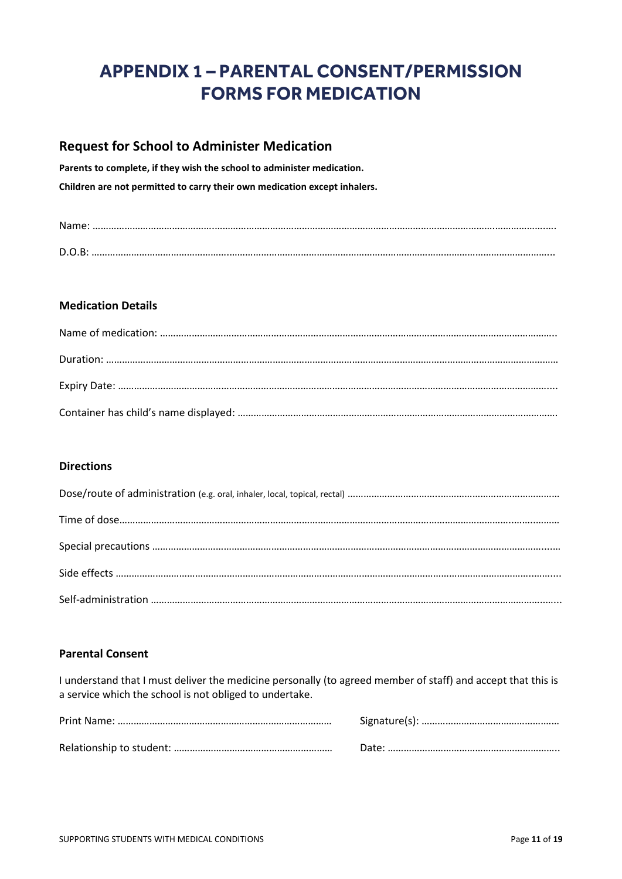# APPENDIX 1 – PARENTAL CONSENT/PERMISSION FORMS FOR MEDICATION

## Request for School to Administer Medication

**Parents to complete, if they wish the school to administer medication.**

**Children are not permitted to carry their own medication except inhalers.**

Name: ……………………………………………………………………………………………………………………………………………….

D.O.B: ………………………………………………………………………………………………………………………………………………..

### Medication Details

Name of medication: ………………………………………………………………………………………………………………………..

Duration: ………………………………………………………………………………………………………………………………………

Expiry Date: …………………………………………………………………………………………………………………………………..

Container has child's name displayed: ………………………………………………………………………………………………

### Directions

Dose/route of administration (e.g. oral, inhaler, local, topical, rectal) ……………………………………………………………

Time of dose……………………………………………………………………………………………………………………………………

Special precautions ……………………………………………………………………………………………………………………………

Side effects ……………………………………………………………………………………………………………………………………...

Self-administration ……………………………………………………………………………………………………………………………...

### Parental Consent

I understand that I must deliver the medicine personally (to agreed member of staff) and accept that this is a service which the school is not obliged to undertake.

Print Name: ………………………………………………………………………  Signature(s): ……………………………………………

Relationship to student: ……………………………………………………  Date: ………………………………………………………..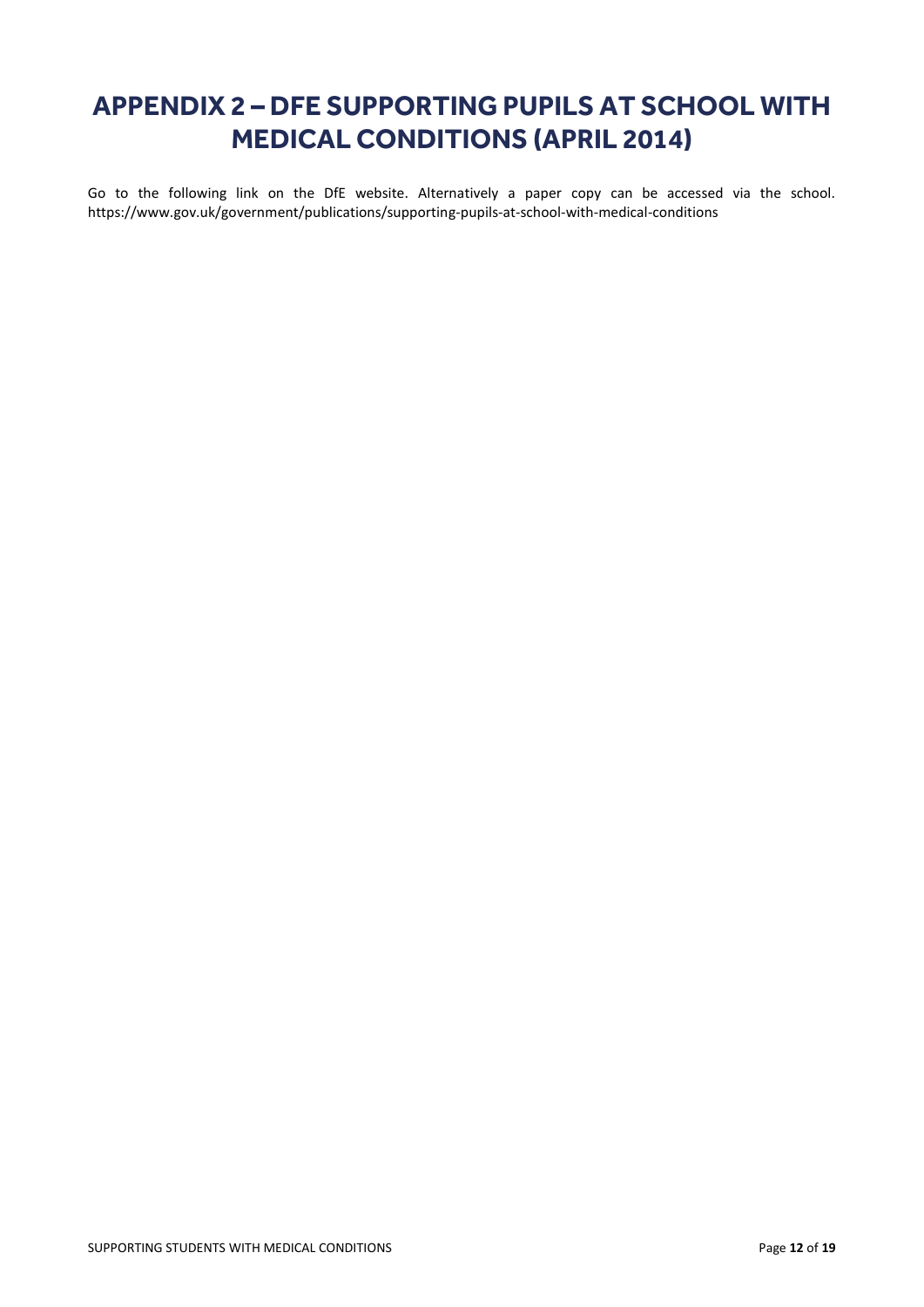# APPENDIX 2 – DFE SUPPORTING PUPILS AT SCHOOL WITH MEDICAL CONDITIONS (APRIL 2014)

Go to the following link on the DfE website. Alternatively a paper copy can be accessed via the school. https://www.gov.uk/government/publications/supporting-pupils-at-school-with-medical-conditions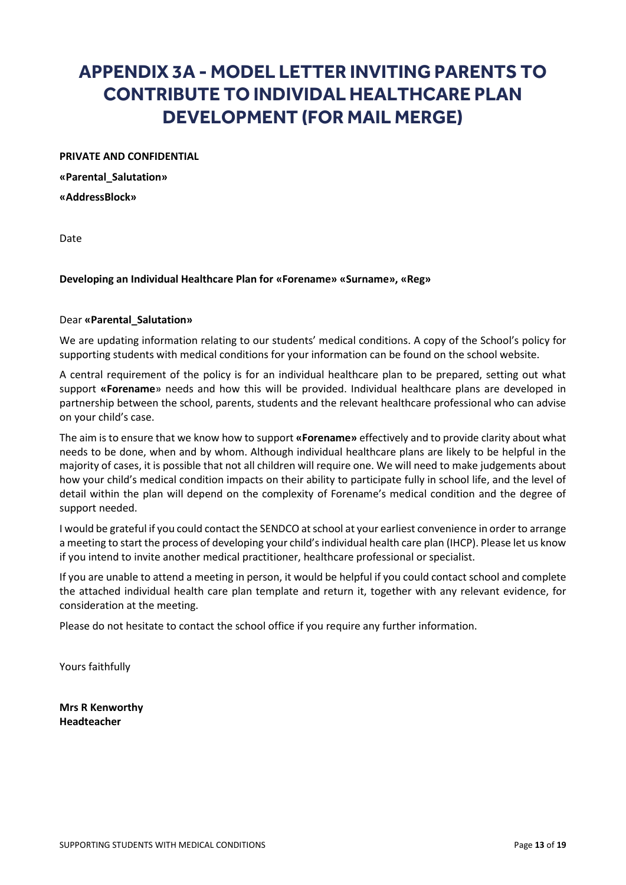# APPENDIX 3A - MODEL LETTER INVITING PARENTS TO CONTRIBUTE TO INDIVIDAL HEALTHCARE PLAN DEVELOPMENT (FOR MAIL MERGE)

**PRIVATE AND CONFIDENTIAL**

**«Parental_Salutation»**

**«AddressBlock»**

Date

**Developing an Individual Healthcare Plan for «Forename» «Surname», «Reg»**

Dear **«Parental_Salutation»**

We are updating information relating to our students' medical conditions. A copy of the School's policy for supporting students with medical conditions for your information can be found on the school website.

A central requirement of the policy is for an individual healthcare plan to be prepared, setting out what support **«Forename**» needs and how this will be provided. Individual healthcare plans are developed in partnership between the school, parents, students and the relevant healthcare professional who can advise on your child's case.

The aim is to ensure that we know how to support **«Forename»** effectively and to provide clarity about what needs to be done, when and by whom. Although individual healthcare plans are likely to be helpful in the majority of cases, it is possible that not all children will require one. We will need to make judgements about how your child's medical condition impacts on their ability to participate fully in school life, and the level of detail within the plan will depend on the complexity of Forename's medical condition and the degree of support needed.

I would be grateful if you could contact the SENDCO at school at your earliest convenience in order to arrange a meeting to start the process of developing your child's individual health care plan (IHCP). Please let us know if you intend to invite another medical practitioner, healthcare professional or specialist.

If you are unable to attend a meeting in person, it would be helpful if you could contact school and complete the attached individual health care plan template and return it, together with any relevant evidence, for consideration at the meeting.

Please do not hesitate to contact the school office if you require any further information.

Yours faithfully

**Mrs R Kenworthy**
**Headteacher**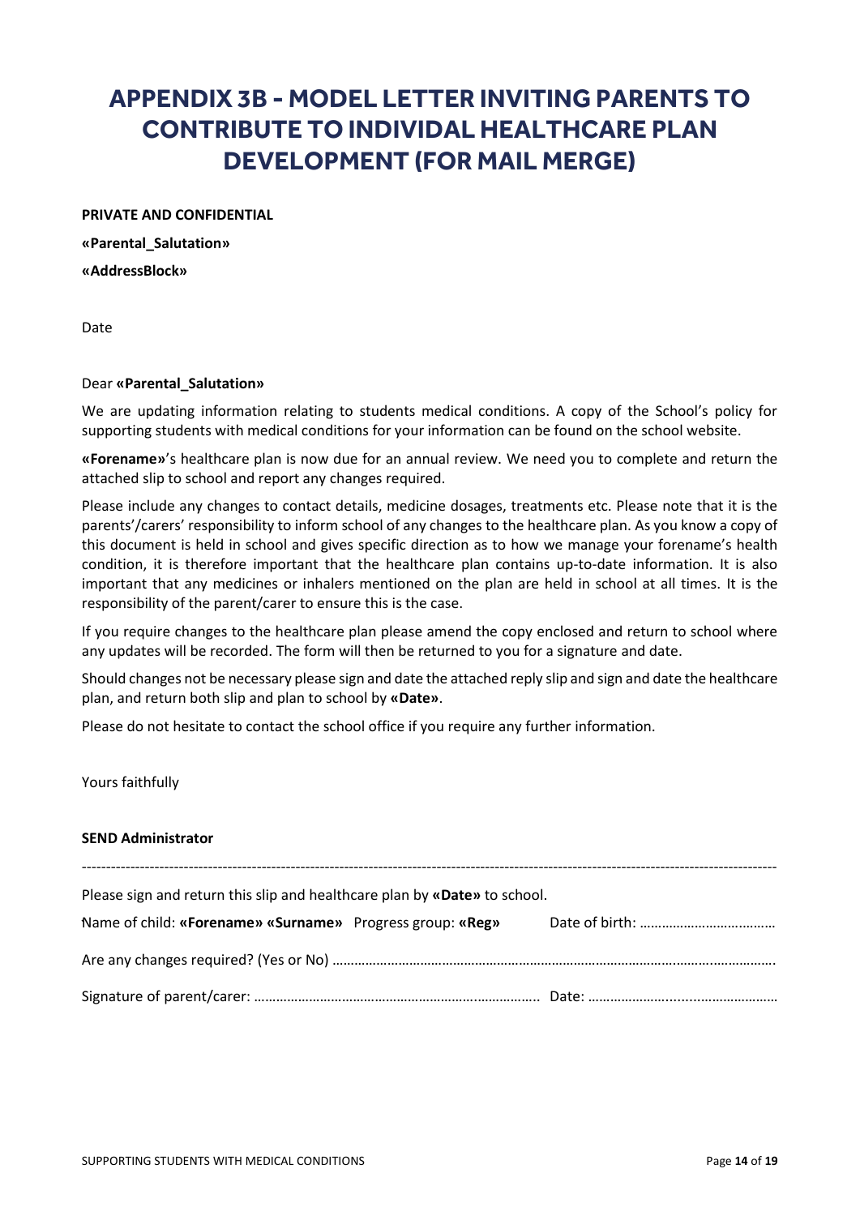# APPENDIX 3B - MODEL LETTER INVITING PARENTS TO CONTRIBUTE TO INDIVIDAL HEALTHCARE PLAN DEVELOPMENT (FOR MAIL MERGE)

**PRIVATE AND CONFIDENTIAL**

**«Parental_Salutation»**

**«AddressBlock»**

Date

Dear **«Parental_Salutation»**

We are updating information relating to students medical conditions. A copy of the School's policy for supporting students with medical conditions for your information can be found on the school website.

**«Forename»**'s healthcare plan is now due for an annual review. We need you to complete and return the attached slip to school and report any changes required.

Please include any changes to contact details, medicine dosages, treatments etc. Please note that it is the parents'/carers' responsibility to inform school of any changes to the healthcare plan. As you know a copy of this document is held in school and gives specific direction as to how we manage your forename's health condition, it is therefore important that the healthcare plan contains up-to-date information. It is also important that any medicines or inhalers mentioned on the plan are held in school at all times. It is the responsibility of the parent/carer to ensure this is the case.

If you require changes to the healthcare plan please amend the copy enclosed and return to school where any updates will be recorded. The form will then be returned to you for a signature and date.

Should changes not be necessary please sign and date the attached reply slip and sign and date the healthcare plan, and return both slip and plan to school by **«Date»**.

Please do not hesitate to contact the school office if you require any further information.

Yours faithfully

**SEND Administrator**

---

Please sign and return this slip and healthcare plan by **«Date»** to school.

Name of child: **«Forename» «Surname»** Progress group: **«Reg»** Date of birth: ………………………………

Are any changes required? (Yes or No) ……………………………………………………………………………………………

Signature of parent/carer: ……………………………………………………………… Date: ………………………………………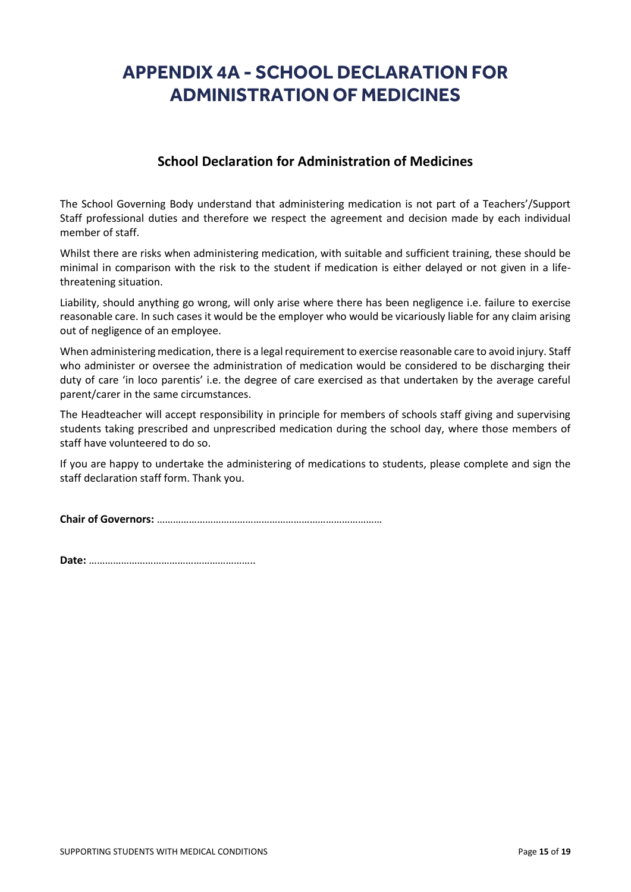# APPENDIX 4A - SCHOOL DECLARATION FOR ADMINISTRATION OF MEDICINES

## School Declaration for Administration of Medicines

The School Governing Body understand that administering medication is not part of a Teachers'/Support Staff professional duties and therefore we respect the agreement and decision made by each individual member of staff.

Whilst there are risks when administering medication, with suitable and sufficient training, these should be minimal in comparison with the risk to the student if medication is either delayed or not given in a life-threatening situation.

Liability, should anything go wrong, will only arise where there has been negligence i.e. failure to exercise reasonable care. In such cases it would be the employer who would be vicariously liable for any claim arising out of negligence of an employee.

When administering medication, there is a legal requirement to exercise reasonable care to avoid injury. Staff who administer or oversee the administration of medication would be considered to be discharging their duty of care 'in loco parentis' i.e. the degree of care exercised as that undertaken by the average careful parent/carer in the same circumstances.

The Headteacher will accept responsibility in principle for members of schools staff giving and supervising students taking prescribed and unprescribed medication during the school day, where those members of staff have volunteered to do so.

If you are happy to undertake the administering of medications to students, please complete and sign the staff declaration staff form. Thank you.

**Chair of Governors:** ………………………………………………………………………

**Date:** ……………………………………………………..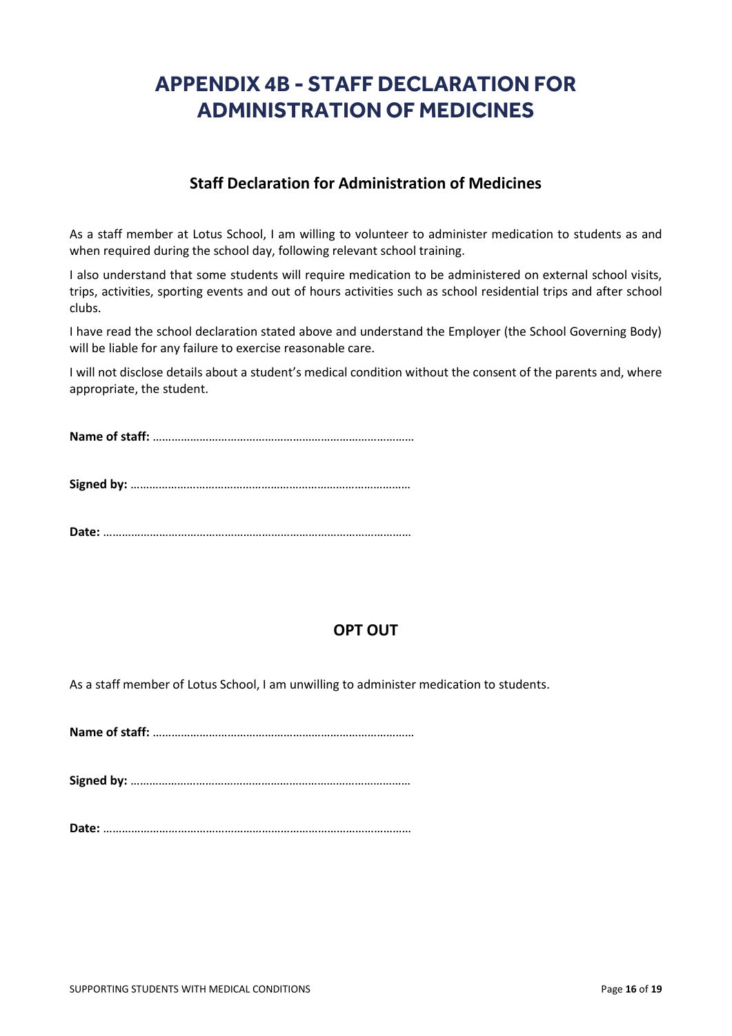# APPENDIX 4B - STAFF DECLARATION FOR ADMINISTRATION OF MEDICINES

## Staff Declaration for Administration of Medicines

As a staff member at Lotus School, I am willing to volunteer to administer medication to students as and when required during the school day, following relevant school training.

I also understand that some students will require medication to be administered on external school visits, trips, activities, sporting events and out of hours activities such as school residential trips and after school clubs.

I have read the school declaration stated above and understand the Employer (the School Governing Body) will be liable for any failure to exercise reasonable care.

I will not disclose details about a student's medical condition without the consent of the parents and, where appropriate, the student.

**Name of staff:** …………………………………………………………………………

**Signed by:** ……………………………………………………………………………

**Date:** …………………………………………………………………………………

## OPT OUT

As a staff member of Lotus School, I am unwilling to administer medication to students.

**Name of staff:** …………………………………………………………………………

**Signed by:** ……………………………………………………………………………

**Date:** …………………………………………………………………………………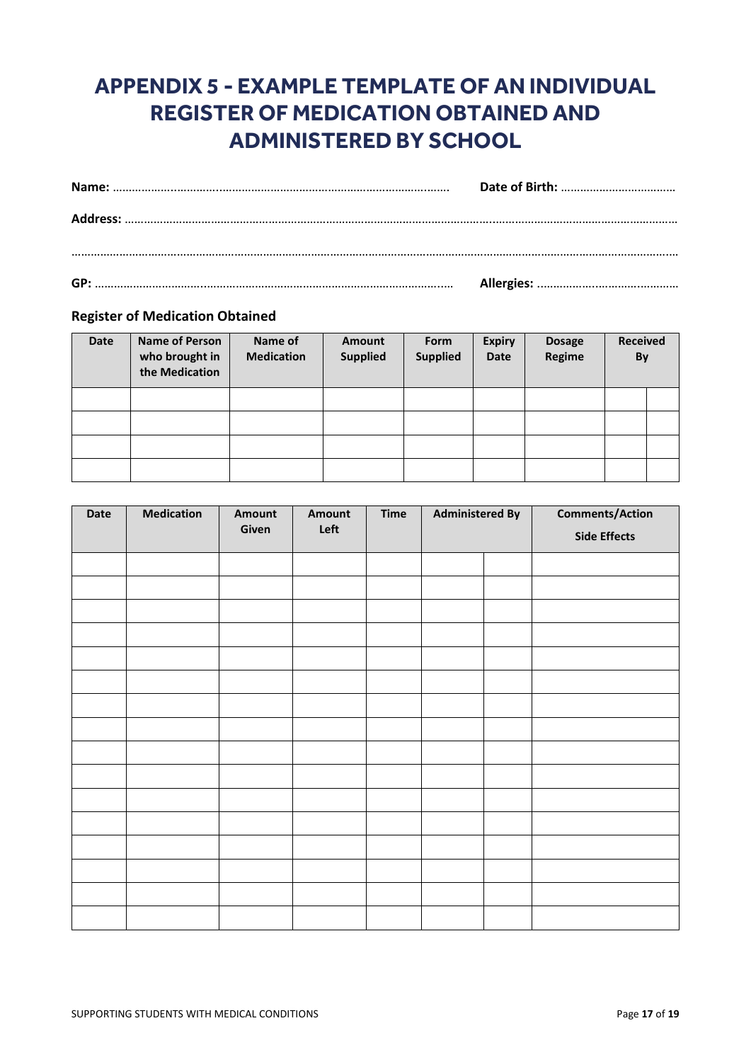# APPENDIX 5 - EXAMPLE TEMPLATE OF AN INDIVIDUAL REGISTER OF MEDICATION OBTAINED AND ADMINISTERED BY SCHOOL

**Name:** ……………………………………………………………………………………… **Date of Birth:** ………………………………

**Address:** ……………………………………………………………………………………………………………………………………………

……………………………………………………………………………………………………………………………………………………………

**GP:** ……………………………………………………………………………………………… **Allergies:** ………………………………………

### Register of Medication Obtained

| Date | Name of Person who brought in the Medication | Name of Medication | Amount Supplied | Form Supplied | Expiry Date | Dosage Regime | Received By | |
|---|---|---|---|---|---|---|---|---|
| | | | | | | | | |
| | | | | | | | | |
| | | | | | | | | |
| | | | | | | | | |

| Date | Medication | Amount Given | Amount Left | Time | Administered By | | Comments/Action Side Effects |
|---|---|---|---|---|---|---|---|
| | | | | | | | |
| | | | | | | | |
| | | | | | | | |
| | | | | | | | |
| | | | | | | | |
| | | | | | | | |
| | | | | | | | |
| | | | | | | | |
| | | | | | | | |
| | | | | | | | |
| | | | | | | | |
| | | | | | | | |
| | | | | | | | |
| | | | | | | | |
| | | | | | | | |
| | | | | | | | |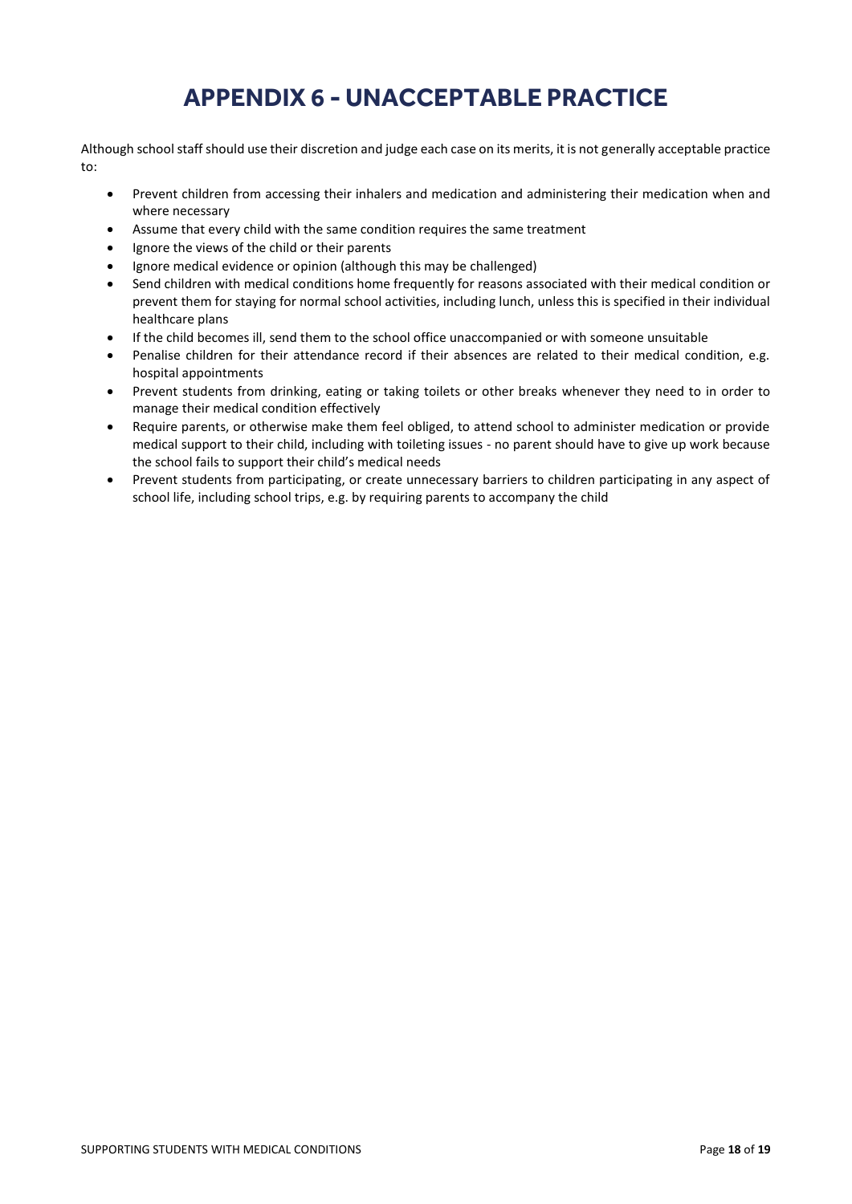# APPENDIX 6 - UNACCEPTABLE PRACTICE

Although school staff should use their discretion and judge each case on its merits, it is not generally acceptable practice to:

- Prevent children from accessing their inhalers and medication and administering their medication when and where necessary
- Assume that every child with the same condition requires the same treatment
- Ignore the views of the child or their parents
- Ignore medical evidence or opinion (although this may be challenged)
- Send children with medical conditions home frequently for reasons associated with their medical condition or prevent them for staying for normal school activities, including lunch, unless this is specified in their individual healthcare plans
- If the child becomes ill, send them to the school office unaccompanied or with someone unsuitable
- Penalise children for their attendance record if their absences are related to their medical condition, e.g. hospital appointments
- Prevent students from drinking, eating or taking toilets or other breaks whenever they need to in order to manage their medical condition effectively
- Require parents, or otherwise make them feel obliged, to attend school to administer medication or provide medical support to their child, including with toileting issues - no parent should have to give up work because the school fails to support their child's medical needs
- Prevent students from participating, or create unnecessary barriers to children participating in any aspect of school life, including school trips, e.g. by requiring parents to accompany the child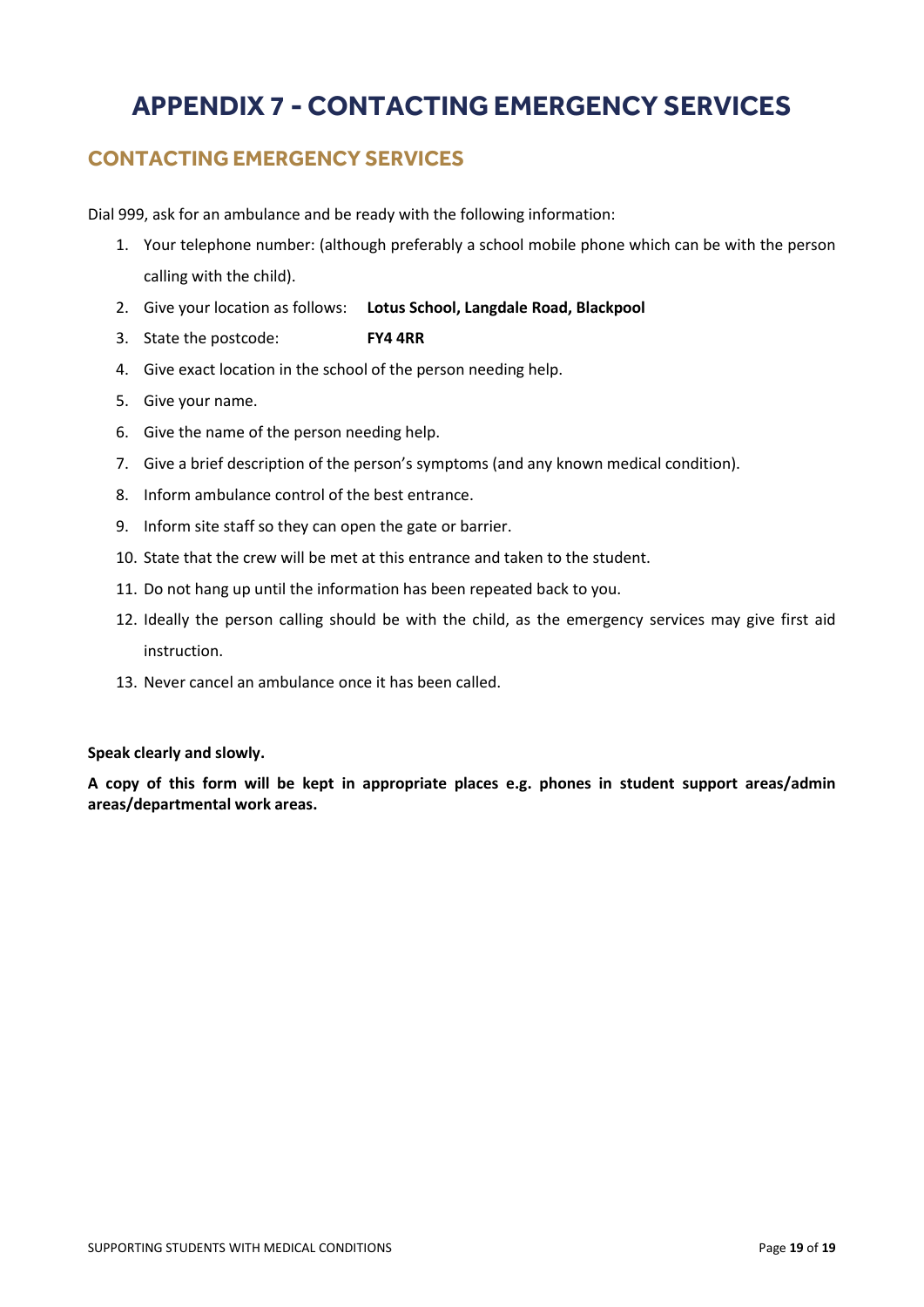# APPENDIX 7 - CONTACTING EMERGENCY SERVICES

## CONTACTING EMERGENCY SERVICES

Dial 999, ask for an ambulance and be ready with the following information:

1. Your telephone number: (although preferably a school mobile phone which can be with the person calling with the child).
2. Give your location as follows: **Lotus School, Langdale Road, Blackpool**
3. State the postcode: **FY4 4RR**
4. Give exact location in the school of the person needing help.
5. Give your name.
6. Give the name of the person needing help.
7. Give a brief description of the person's symptoms (and any known medical condition).
8. Inform ambulance control of the best entrance.
9. Inform site staff so they can open the gate or barrier.
10. State that the crew will be met at this entrance and taken to the student.
11. Do not hang up until the information has been repeated back to you.
12. Ideally the person calling should be with the child, as the emergency services may give first aid instruction.
13. Never cancel an ambulance once it has been called.

**Speak clearly and slowly.**

**A copy of this form will be kept in appropriate places e.g. phones in student support areas/admin areas/departmental work areas.**